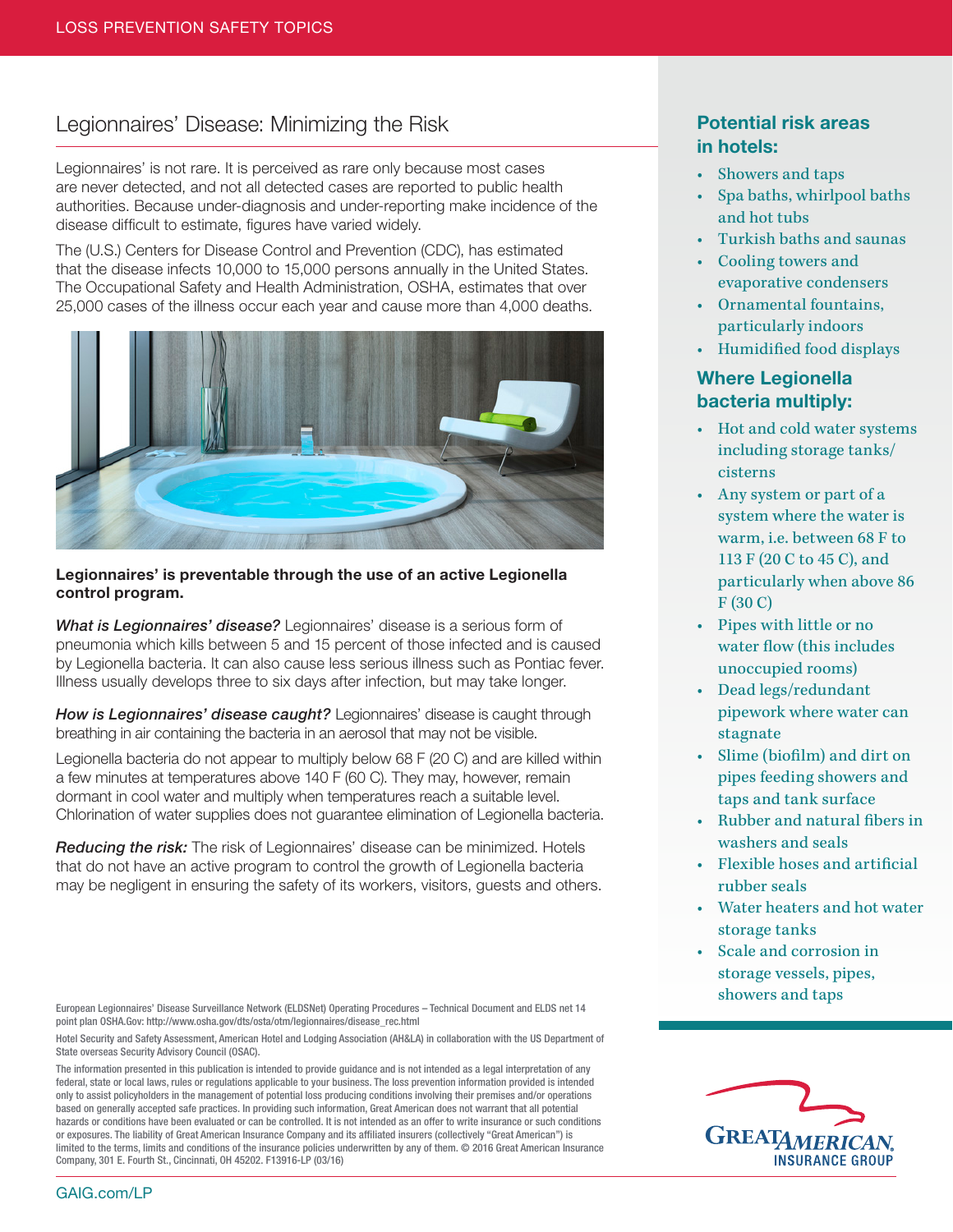# Legionnaires' Disease: Minimizing the Risk

Legionnaires' is not rare. It is perceived as rare only because most cases are never detected, and not all detected cases are reported to public health authorities. Because under-diagnosis and under-reporting make incidence of the disease difficult to estimate, figures have varied widely.

The (U.S.) Centers for Disease Control and Prevention (CDC), has estimated that the disease infects 10,000 to 15,000 persons annually in the United States. The Occupational Safety and Health Administration, OSHA, estimates that over 25,000 cases of the illness occur each year and cause more than 4,000 deaths.

**Legionnaires' is preventable through the use of an active Legionella control program.**

***What is Legionnaires' disease?*** Legionnaires' disease is a serious form of pneumonia which kills between 5 and 15 percent of those infected and is caused by Legionella bacteria. It can also cause less serious illness such as Pontiac fever. Illness usually develops three to six days after infection, but may take longer.

***How is Legionnaires' disease caught?*** Legionnaires' disease is caught through breathing in air containing the bacteria in an aerosol that may not be visible.

Legionella bacteria do not appear to multiply below 68 F (20 C) and are killed within a few minutes at temperatures above 140 F (60 C). They may, however, remain dormant in cool water and multiply when temperatures reach a suitable level. Chlorination of water supplies does not guarantee elimination of Legionella bacteria.

***Reducing the risk:*** The risk of Legionnaires' disease can be minimized. Hotels that do not have an active program to control the growth of Legionella bacteria may be negligent in ensuring the safety of its workers, visitors, guests and others.

## Potential risk areas in hotels:

- Showers and taps
- Spa baths, whirlpool baths and hot tubs
- Turkish baths and saunas
- Cooling towers and evaporative condensers
- Ornamental fountains, particularly indoors
- Humidified food displays

## Where Legionella bacteria multiply:

- Hot and cold water systems including storage tanks/cisterns
- Any system or part of a system where the water is warm, i.e. between 68 F to 113 F (20 C to 45 C), and particularly when above 86 F (30 C)
- Pipes with little or no water flow (this includes unoccupied rooms)
- Dead legs/redundant pipework where water can stagnate
- Slime (biofilm) and dirt on pipes feeding showers and taps and tank surface
- Rubber and natural fibers in washers and seals
- Flexible hoses and artificial rubber seals
- Water heaters and hot water storage tanks
- Scale and corrosion in storage vessels, pipes, showers and taps

European Legionnaires' Disease Surveillance Network (ELDSNet) Operating Procedures – Technical Document and ELDS net 14 point plan OSHA.Gov: http://www.osha.gov/dts/osta/otm/legionnaires/disease_rec.html

Hotel Security and Safety Assessment, American Hotel and Lodging Association (AH&LA) in collaboration with the US Department of State overseas Security Advisory Council (OSAC).

The information presented in this publication is intended to provide guidance and is not intended as a legal interpretation of any federal, state or local laws, rules or regulations applicable to your business. The loss prevention information provided is intended only to assist policyholders in the management of potential loss producing conditions involving their premises and/or operations based on generally accepted safe practices. In providing such information, Great American does not warrant that all potential hazards or conditions have been evaluated or can be controlled. It is not intended as an offer to write insurance or such conditions or exposures. The liability of Great American Insurance Company and its affiliated insurers (collectively "Great American") is limited to the terms, limits and conditions of the insurance policies underwritten by any of them. © 2016 Great American Insurance Company, 301 E. Fourth St., Cincinnati, OH 45202. F13916-LP (03/16)

GAIG.com/LP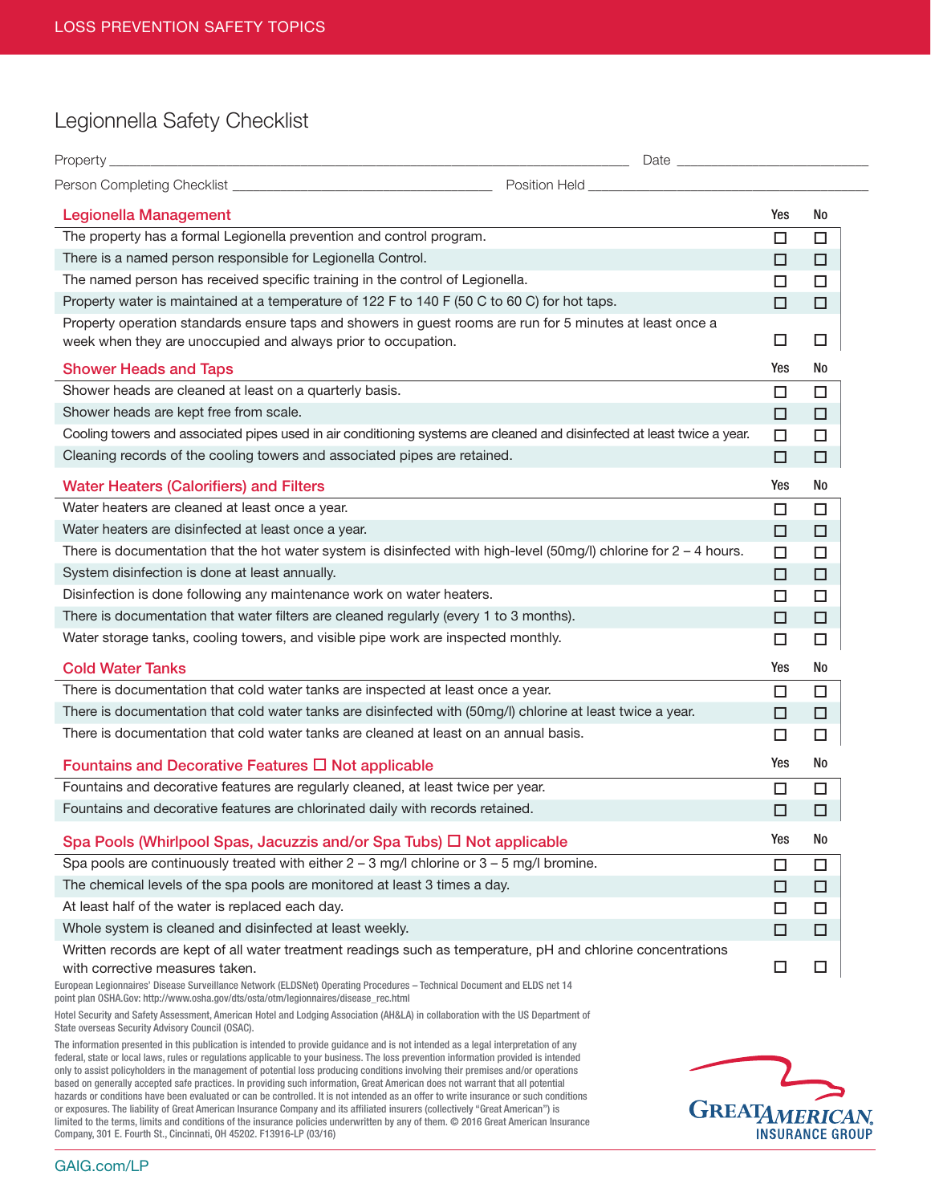# Legionnella Safety Checklist

Property ____________________ Date ____________________

Person Completing Checklist ____________________ Position Held ____________________

## Legionella Management

| | Yes | No |
|---|---|---|
| The property has a formal Legionella prevention and control program. | ☐ | ☐ |
| There is a named person responsible for Legionella Control. | ☐ | ☐ |
| The named person has received specific training in the control of Legionella. | ☐ | ☐ |
| Property water is maintained at a temperature of 122 F to 140 F (50 C to 60 C) for hot taps. | ☐ | ☐ |
| Property operation standards ensure taps and showers in guest rooms are run for 5 minutes at least once a week when they are unoccupied and always prior to occupation. | ☐ | ☐ |

## Shower Heads and Taps

| | Yes | No |
|---|---|---|
| Shower heads are cleaned at least on a quarterly basis. | ☐ | ☐ |
| Shower heads are kept free from scale. | ☐ | ☐ |
| Cooling towers and associated pipes used in air conditioning systems are cleaned and disinfected at least twice a year. | ☐ | ☐ |
| Cleaning records of the cooling towers and associated pipes are retained. | ☐ | ☐ |

## Water Heaters (Calorifiers) and Filters

| | Yes | No |
|---|---|---|
| Water heaters are cleaned at least once a year. | ☐ | ☐ |
| Water heaters are disinfected at least once a year. | ☐ | ☐ |
| There is documentation that the hot water system is disinfected with high-level (50mg/l) chlorine for 2 – 4 hours. | ☐ | ☐ |
| System disinfection is done at least annually. | ☐ | ☐ |
| Disinfection is done following any maintenance work on water heaters. | ☐ | ☐ |
| There is documentation that water filters are cleaned regularly (every 1 to 3 months). | ☐ | ☐ |
| Water storage tanks, cooling towers, and visible pipe work are inspected monthly. | ☐ | ☐ |

## Cold Water Tanks

| | Yes | No |
|---|---|---|
| There is documentation that cold water tanks are inspected at least once a year. | ☐ | ☐ |
| There is documentation that cold water tanks are disinfected with (50mg/l) chlorine at least twice a year. | ☐ | ☐ |
| There is documentation that cold water tanks are cleaned at least on an annual basis. | ☐ | ☐ |

## Fountains and Decorative Features ☐ Not applicable

| | Yes | No |
|---|---|---|
| Fountains and decorative features are regularly cleaned, at least twice per year. | ☐ | ☐ |
| Fountains and decorative features are chlorinated daily with records retained. | ☐ | ☐ |

## Spa Pools (Whirlpool Spas, Jacuzzis and/or Spa Tubs) ☐ Not applicable

| | Yes | No |
|---|---|---|
| Spa pools are continuously treated with either 2 – 3 mg/l chlorine or 3 – 5 mg/l bromine. | ☐ | ☐ |
| The chemical levels of the spa pools are monitored at least 3 times a day. | ☐ | ☐ |
| At least half of the water is replaced each day. | ☐ | ☐ |
| Whole system is cleaned and disinfected at least weekly. | ☐ | ☐ |
| Written records are kept of all water treatment readings such as temperature, pH and chlorine concentrations with corrective measures taken. | ☐ | ☐ |

European Legionnaires' Disease Surveillance Network (ELDSNet) Operating Procedures – Technical Document and ELDS net 14 point plan OSHA.Gov: http://www.osha.gov/dts/osta/otm/legionnaires/disease_rec.html

Hotel Security and Safety Assessment, American Hotel and Lodging Association (AH&LA) in collaboration with the US Department of State overseas Security Advisory Council (OSAC).

The information presented in this publication is intended to provide guidance and is not intended as a legal interpretation of any federal, state or local laws, rules or regulations applicable to your business. The loss prevention information provided is intended only to assist policyholders in the management of potential loss producing conditions involving their premises and/or operations based on generally accepted safe practices. In providing such information, Great American does not warrant that all potential hazards or conditions have been evaluated or can be controlled. It is not intended as an offer to write insurance or such conditions or exposures. The liability of Great American Insurance Company and its affiliated insurers (collectively "Great American") is limited to the terms, limits and conditions of the insurance policies underwritten by any of them. © 2016 Great American Insurance Company, 301 E. Fourth St., Cincinnati, OH 45202. F13916-LP (03/16)

GREAT AMERICAN INSURANCE GROUP

GAIG.com/LP